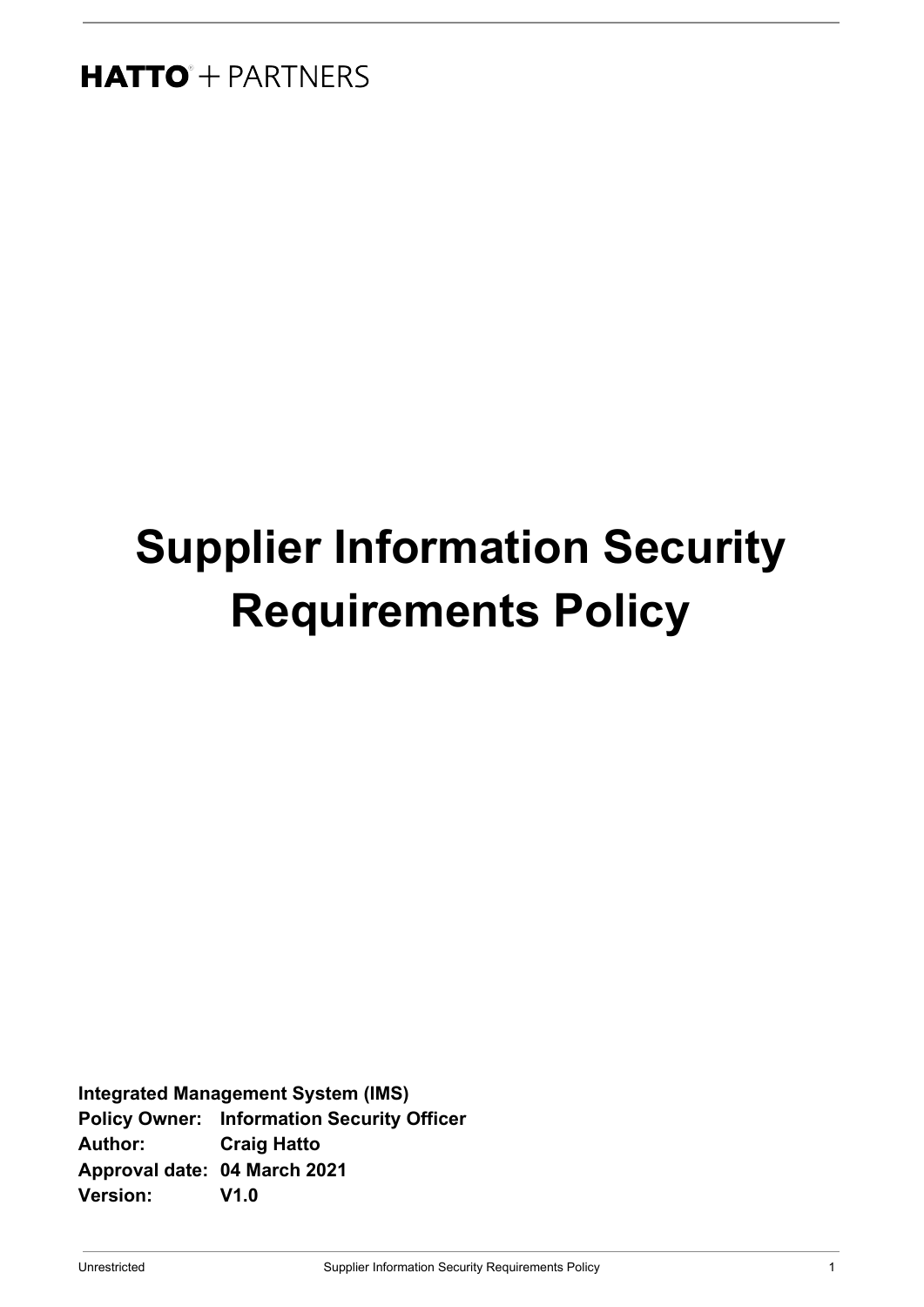HATTO + PARTNERS

# Supplier Information Security Requirements Policy

**Integrated Management System (IMS)**
**Policy Owner: Information Security Officer**
**Author: Craig Hatto**
**Approval date: 04 March 2021**
**Version: V1.0**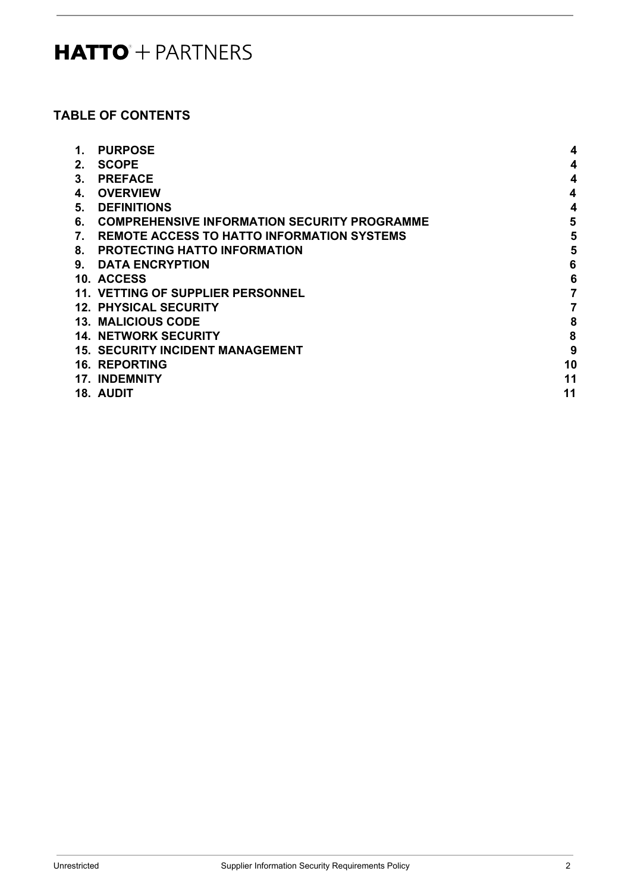**HATTO** + PARTNERS

## TABLE OF CONTENTS

| | | |
|---|---|---|
| 1. | PURPOSE | 4 |
| 2. | SCOPE | 4 |
| 3. | PREFACE | 4 |
| 4. | OVERVIEW | 4 |
| 5. | DEFINITIONS | 4 |
| 6. | COMPREHENSIVE INFORMATION SECURITY PROGRAMME | 5 |
| 7. | REMOTE ACCESS TO HATTO INFORMATION SYSTEMS | 5 |
| 8. | PROTECTING HATTO INFORMATION | 5 |
| 9. | DATA ENCRYPTION | 6 |
| 10. | ACCESS | 6 |
| 11. | VETTING OF SUPPLIER PERSONNEL | 7 |
| 12. | PHYSICAL SECURITY | 7 |
| 13. | MALICIOUS CODE | 8 |
| 14. | NETWORK SECURITY | 8 |
| 15. | SECURITY INCIDENT MANAGEMENT | 9 |
| 16. | REPORTING | 10 |
| 17. | INDEMNITY | 11 |
| 18. | AUDIT | 11 |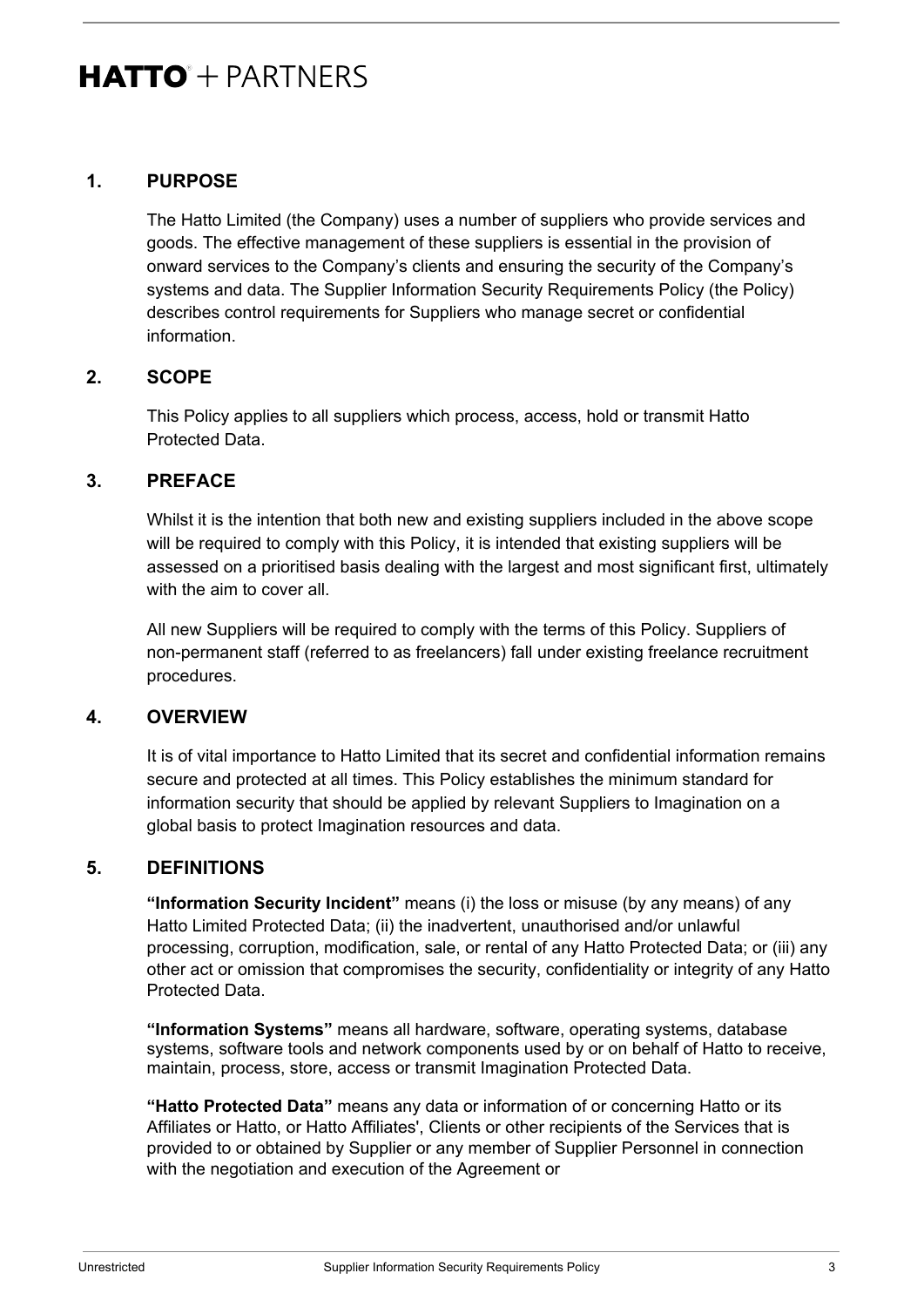**HATTO® + PARTNERS**

## 1. PURPOSE

The Hatto Limited (the Company) uses a number of suppliers who provide services and goods. The effective management of these suppliers is essential in the provision of onward services to the Company's clients and ensuring the security of the Company's systems and data. The Supplier Information Security Requirements Policy (the Policy) describes control requirements for Suppliers who manage secret or confidential information.

## 2. SCOPE

This Policy applies to all suppliers which process, access, hold or transmit Hatto Protected Data.

## 3. PREFACE

Whilst it is the intention that both new and existing suppliers included in the above scope will be required to comply with this Policy, it is intended that existing suppliers will be assessed on a prioritised basis dealing with the largest and most significant first, ultimately with the aim to cover all.

All new Suppliers will be required to comply with the terms of this Policy. Suppliers of non-permanent staff (referred to as freelancers) fall under existing freelance recruitment procedures.

## 4. OVERVIEW

It is of vital importance to Hatto Limited that its secret and confidential information remains secure and protected at all times. This Policy establishes the minimum standard for information security that should be applied by relevant Suppliers to Imagination on a global basis to protect Imagination resources and data.

## 5. DEFINITIONS

**"Information Security Incident"** means (i) the loss or misuse (by any means) of any Hatto Limited Protected Data; (ii) the inadvertent, unauthorised and/or unlawful processing, corruption, modification, sale, or rental of any Hatto Protected Data; or (iii) any other act or omission that compromises the security, confidentiality or integrity of any Hatto Protected Data.

**"Information Systems"** means all hardware, software, operating systems, database systems, software tools and network components used by or on behalf of Hatto to receive, maintain, process, store, access or transmit Imagination Protected Data.

**"Hatto Protected Data"** means any data or information of or concerning Hatto or its Affiliates or Hatto, or Hatto Affiliates', Clients or other recipients of the Services that is provided to or obtained by Supplier or any member of Supplier Personnel in connection with the negotiation and execution of the Agreement or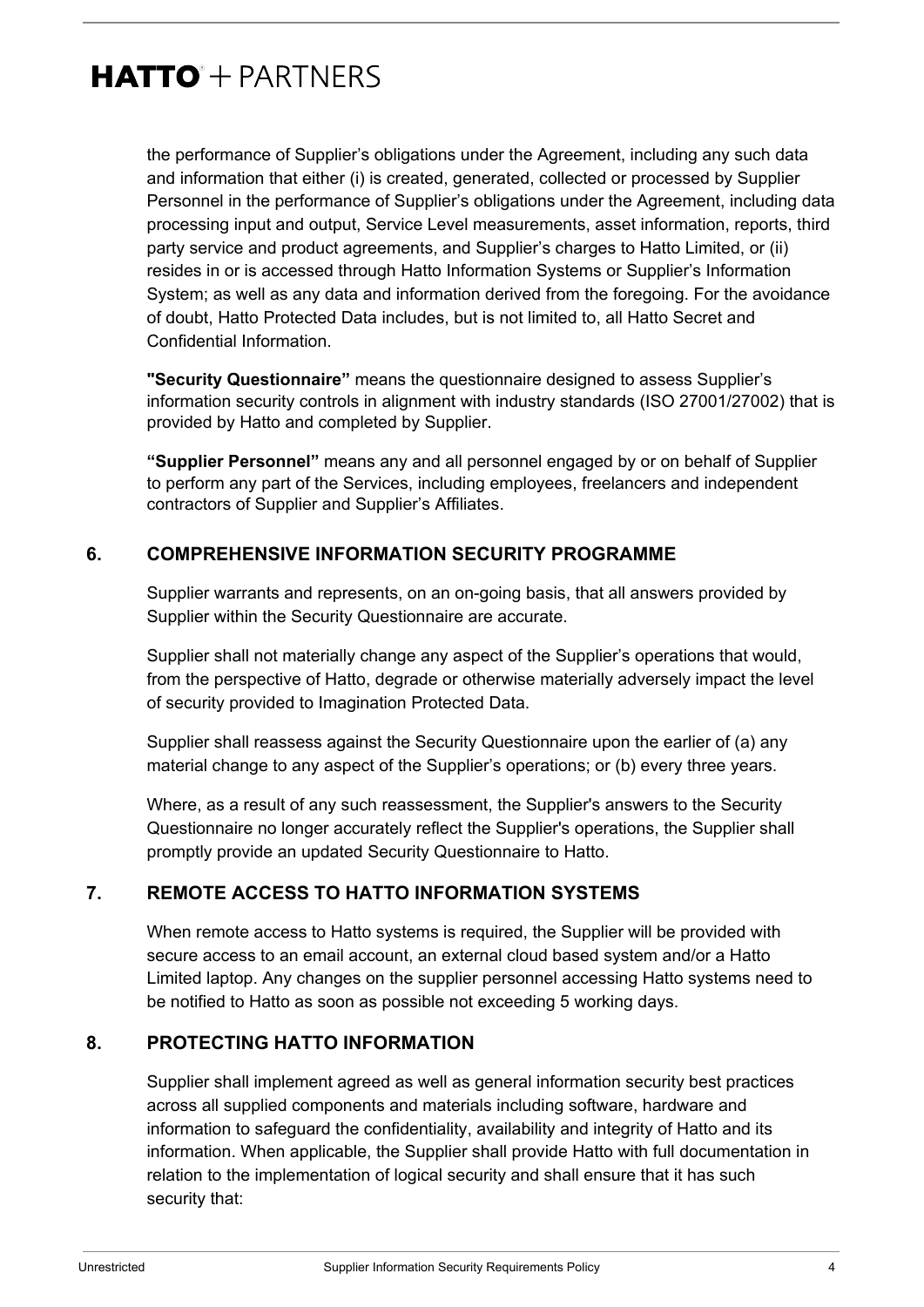the performance of Supplier's obligations under the Agreement, including any such data and information that either (i) is created, generated, collected or processed by Supplier Personnel in the performance of Supplier's obligations under the Agreement, including data processing input and output, Service Level measurements, asset information, reports, third party service and product agreements, and Supplier's charges to Hatto Limited, or (ii) resides in or is accessed through Hatto Information Systems or Supplier's Information System; as well as any data and information derived from the foregoing. For the avoidance of doubt, Hatto Protected Data includes, but is not limited to, all Hatto Secret and Confidential Information.

**"Security Questionnaire"** means the questionnaire designed to assess Supplier's information security controls in alignment with industry standards (ISO 27001/27002) that is provided by Hatto and completed by Supplier.

**"Supplier Personnel"** means any and all personnel engaged by or on behalf of Supplier to perform any part of the Services, including employees, freelancers and independent contractors of Supplier and Supplier's Affiliates.

## 6. COMPREHENSIVE INFORMATION SECURITY PROGRAMME

Supplier warrants and represents, on an on-going basis, that all answers provided by Supplier within the Security Questionnaire are accurate.

Supplier shall not materially change any aspect of the Supplier's operations that would, from the perspective of Hatto, degrade or otherwise materially adversely impact the level of security provided to Imagination Protected Data.

Supplier shall reassess against the Security Questionnaire upon the earlier of (a) any material change to any aspect of the Supplier's operations; or (b) every three years.

Where, as a result of any such reassessment, the Supplier's answers to the Security Questionnaire no longer accurately reflect the Supplier's operations, the Supplier shall promptly provide an updated Security Questionnaire to Hatto.

## 7. REMOTE ACCESS TO HATTO INFORMATION SYSTEMS

When remote access to Hatto systems is required, the Supplier will be provided with secure access to an email account, an external cloud based system and/or a Hatto Limited laptop. Any changes on the supplier personnel accessing Hatto systems need to be notified to Hatto as soon as possible not exceeding 5 working days.

## 8. PROTECTING HATTO INFORMATION

Supplier shall implement agreed as well as general information security best practices across all supplied components and materials including software, hardware and information to safeguard the confidentiality, availability and integrity of Hatto and its information. When applicable, the Supplier shall provide Hatto with full documentation in relation to the implementation of logical security and shall ensure that it has such security that: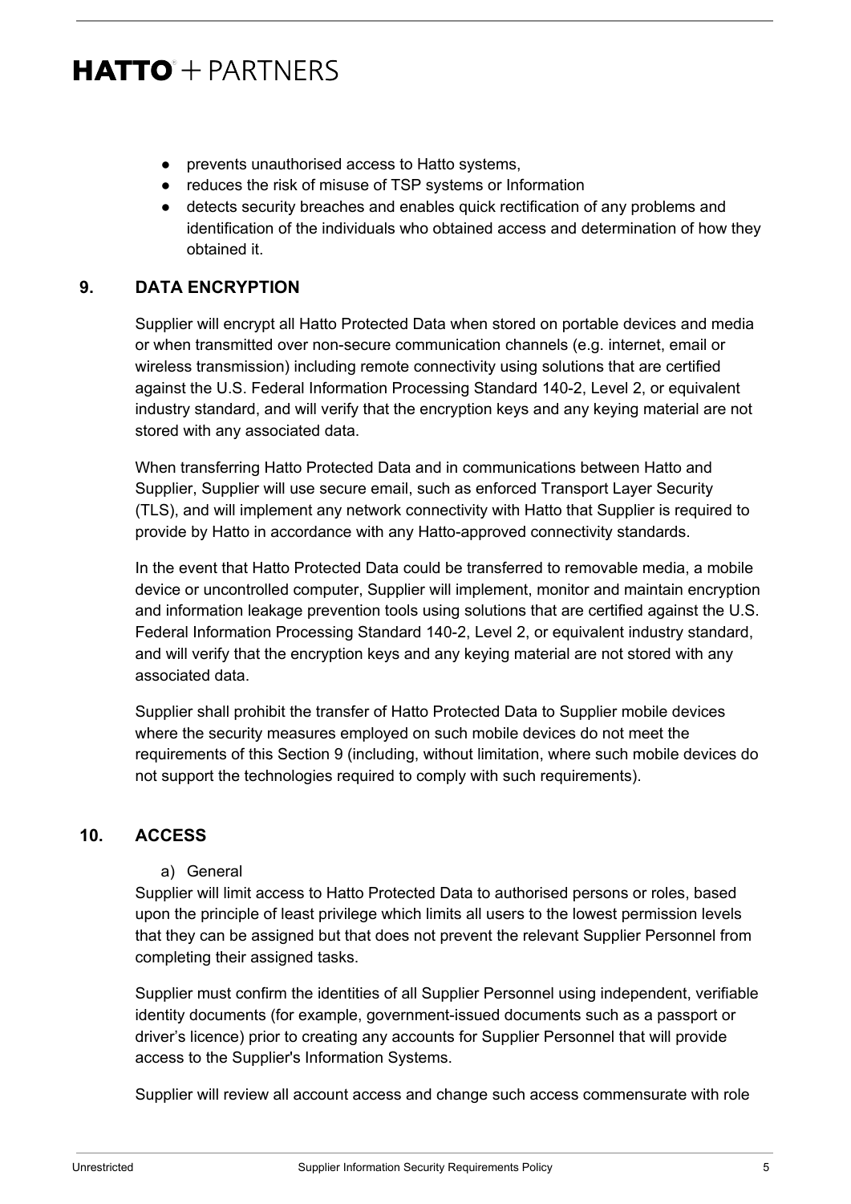- prevents unauthorised access to Hatto systems,
- reduces the risk of misuse of TSP systems or Information
- detects security breaches and enables quick rectification of any problems and identification of the individuals who obtained access and determination of how they obtained it.

## 9. DATA ENCRYPTION

Supplier will encrypt all Hatto Protected Data when stored on portable devices and media or when transmitted over non-secure communication channels (e.g. internet, email or wireless transmission) including remote connectivity using solutions that are certified against the U.S. Federal Information Processing Standard 140-2, Level 2, or equivalent industry standard, and will verify that the encryption keys and any keying material are not stored with any associated data.

When transferring Hatto Protected Data and in communications between Hatto and Supplier, Supplier will use secure email, such as enforced Transport Layer Security (TLS), and will implement any network connectivity with Hatto that Supplier is required to provide by Hatto in accordance with any Hatto-approved connectivity standards.

In the event that Hatto Protected Data could be transferred to removable media, a mobile device or uncontrolled computer, Supplier will implement, monitor and maintain encryption and information leakage prevention tools using solutions that are certified against the U.S. Federal Information Processing Standard 140-2, Level 2, or equivalent industry standard, and will verify that the encryption keys and any keying material are not stored with any associated data.

Supplier shall prohibit the transfer of Hatto Protected Data to Supplier mobile devices where the security measures employed on such mobile devices do not meet the requirements of this Section 9 (including, without limitation, where such mobile devices do not support the technologies required to comply with such requirements).

## 10. ACCESS

a) General

Supplier will limit access to Hatto Protected Data to authorised persons or roles, based upon the principle of least privilege which limits all users to the lowest permission levels that they can be assigned but that does not prevent the relevant Supplier Personnel from completing their assigned tasks.

Supplier must confirm the identities of all Supplier Personnel using independent, verifiable identity documents (for example, government-issued documents such as a passport or driver's licence) prior to creating any accounts for Supplier Personnel that will provide access to the Supplier's Information Systems.

Supplier will review all account access and change such access commensurate with role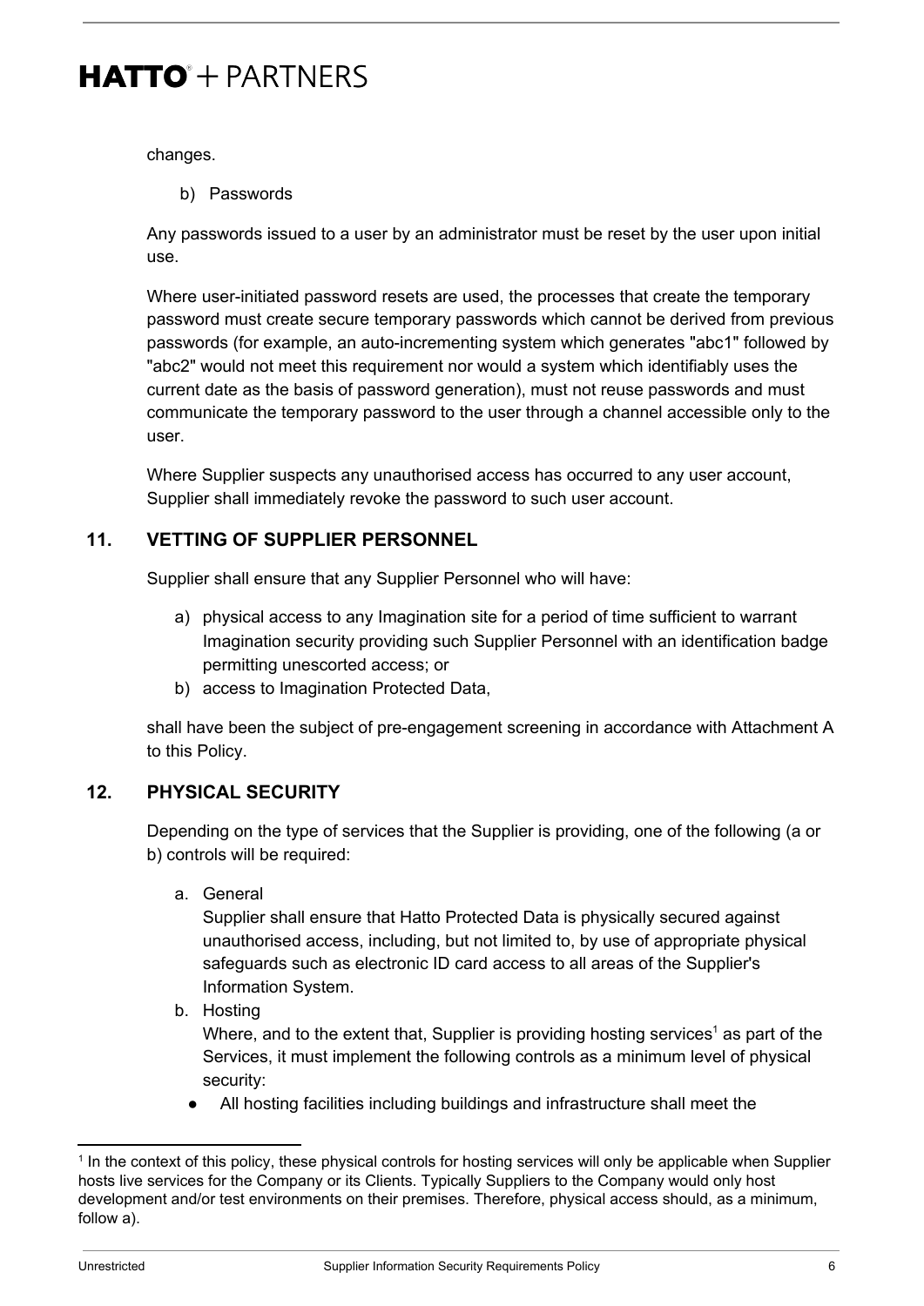changes.

b) Passwords

Any passwords issued to a user by an administrator must be reset by the user upon initial use.

Where user-initiated password resets are used, the processes that create the temporary password must create secure temporary passwords which cannot be derived from previous passwords (for example, an auto-incrementing system which generates "abc1" followed by "abc2" would not meet this requirement nor would a system which identifiably uses the current date as the basis of password generation), must not reuse passwords and must communicate the temporary password to the user through a channel accessible only to the user.

Where Supplier suspects any unauthorised access has occurred to any user account, Supplier shall immediately revoke the password to such user account.

## 11. VETTING OF SUPPLIER PERSONNEL

Supplier shall ensure that any Supplier Personnel who will have:

a) physical access to any Imagination site for a period of time sufficient to warrant Imagination security providing such Supplier Personnel with an identification badge permitting unescorted access; or
b) access to Imagination Protected Data,

shall have been the subject of pre-engagement screening in accordance with Attachment A to this Policy.

## 12. PHYSICAL SECURITY

Depending on the type of services that the Supplier is providing, one of the following (a or b) controls will be required:

a. General
   Supplier shall ensure that Hatto Protected Data is physically secured against unauthorised access, including, but not limited to, by use of appropriate physical safeguards such as electronic ID card access to all areas of the Supplier's Information System.
b. Hosting
   Where, and to the extent that, Supplier is providing hosting services[1] as part of the Services, it must implement the following controls as a minimum level of physical security:
   - All hosting facilities including buildings and infrastructure shall meet the

[1] In the context of this policy, these physical controls for hosting services will only be applicable when Supplier hosts live services for the Company or its Clients. Typically Suppliers to the Company would only host development and/or test environments on their premises. Therefore, physical access should, as a minimum, follow a).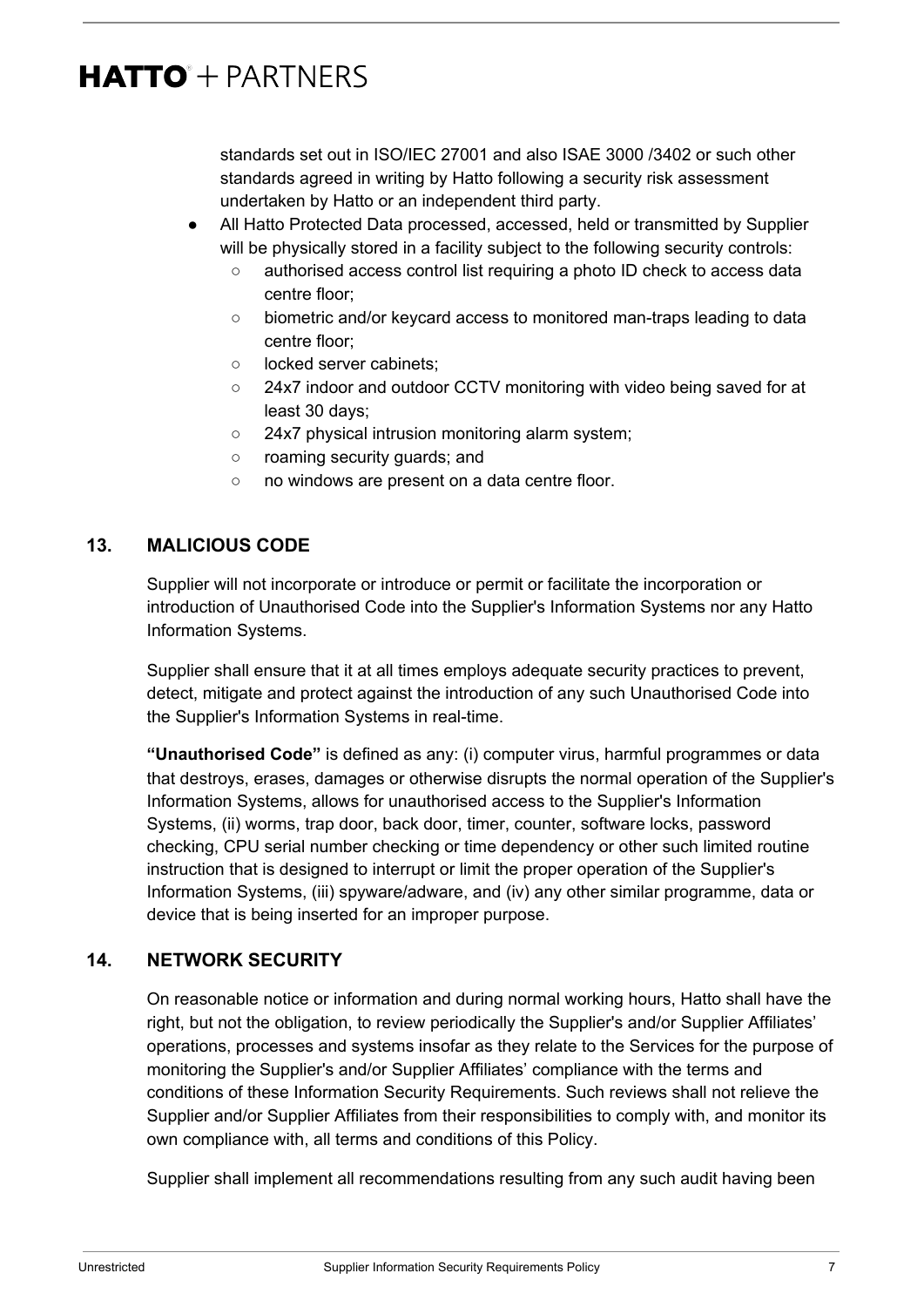standards set out in ISO/IEC 27001 and also ISAE 3000 /3402 or such other standards agreed in writing by Hatto following a security risk assessment undertaken by Hatto or an independent third party.

- All Hatto Protected Data processed, accessed, held or transmitted by Supplier will be physically stored in a facility subject to the following security controls:
  - authorised access control list requiring a photo ID check to access data centre floor;
  - biometric and/or keycard access to monitored man-traps leading to data centre floor;
  - locked server cabinets;
  - 24x7 indoor and outdoor CCTV monitoring with video being saved for at least 30 days;
  - 24x7 physical intrusion monitoring alarm system;
  - roaming security guards; and
  - no windows are present on a data centre floor.

## 13. MALICIOUS CODE

Supplier will not incorporate or introduce or permit or facilitate the incorporation or introduction of Unauthorised Code into the Supplier's Information Systems nor any Hatto Information Systems.

Supplier shall ensure that it at all times employs adequate security practices to prevent, detect, mitigate and protect against the introduction of any such Unauthorised Code into the Supplier's Information Systems in real-time.

**"Unauthorised Code"** is defined as any: (i) computer virus, harmful programmes or data that destroys, erases, damages or otherwise disrupts the normal operation of the Supplier's Information Systems, allows for unauthorised access to the Supplier's Information Systems, (ii) worms, trap door, back door, timer, counter, software locks, password checking, CPU serial number checking or time dependency or other such limited routine instruction that is designed to interrupt or limit the proper operation of the Supplier's Information Systems, (iii) spyware/adware, and (iv) any other similar programme, data or device that is being inserted for an improper purpose.

## 14. NETWORK SECURITY

On reasonable notice or information and during normal working hours, Hatto shall have the right, but not the obligation, to review periodically the Supplier's and/or Supplier Affiliates' operations, processes and systems insofar as they relate to the Services for the purpose of monitoring the Supplier's and/or Supplier Affiliates' compliance with the terms and conditions of these Information Security Requirements. Such reviews shall not relieve the Supplier and/or Supplier Affiliates from their responsibilities to comply with, and monitor its own compliance with, all terms and conditions of this Policy.

Supplier shall implement all recommendations resulting from any such audit having been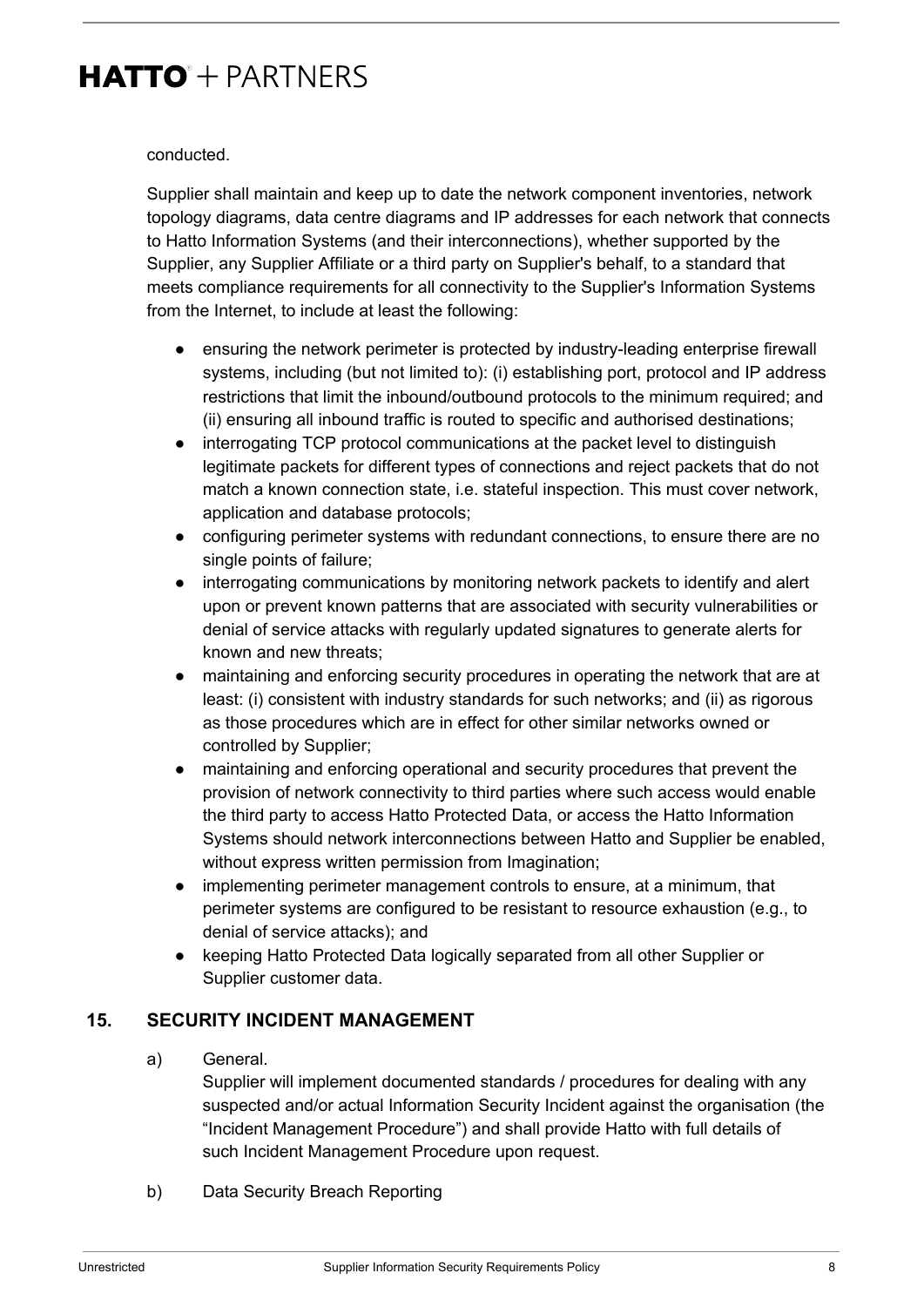conducted.

Supplier shall maintain and keep up to date the network component inventories, network topology diagrams, data centre diagrams and IP addresses for each network that connects to Hatto Information Systems (and their interconnections), whether supported by the Supplier, any Supplier Affiliate or a third party on Supplier's behalf, to a standard that meets compliance requirements for all connectivity to the Supplier's Information Systems from the Internet, to include at least the following:

- ensuring the network perimeter is protected by industry-leading enterprise firewall systems, including (but not limited to): (i) establishing port, protocol and IP address restrictions that limit the inbound/outbound protocols to the minimum required; and (ii) ensuring all inbound traffic is routed to specific and authorised destinations;
- interrogating TCP protocol communications at the packet level to distinguish legitimate packets for different types of connections and reject packets that do not match a known connection state, i.e. stateful inspection. This must cover network, application and database protocols;
- configuring perimeter systems with redundant connections, to ensure there are no single points of failure;
- interrogating communications by monitoring network packets to identify and alert upon or prevent known patterns that are associated with security vulnerabilities or denial of service attacks with regularly updated signatures to generate alerts for known and new threats;
- maintaining and enforcing security procedures in operating the network that are at least: (i) consistent with industry standards for such networks; and (ii) as rigorous as those procedures which are in effect for other similar networks owned or controlled by Supplier;
- maintaining and enforcing operational and security procedures that prevent the provision of network connectivity to third parties where such access would enable the third party to access Hatto Protected Data, or access the Hatto Information Systems should network interconnections between Hatto and Supplier be enabled, without express written permission from Imagination;
- implementing perimeter management controls to ensure, at a minimum, that perimeter systems are configured to be resistant to resource exhaustion (e.g., to denial of service attacks); and
- keeping Hatto Protected Data logically separated from all other Supplier or Supplier customer data.

## 15. SECURITY INCIDENT MANAGEMENT

a) General.
Supplier will implement documented standards / procedures for dealing with any suspected and/or actual Information Security Incident against the organisation (the "Incident Management Procedure") and shall provide Hatto with full details of such Incident Management Procedure upon request.

b) Data Security Breach Reporting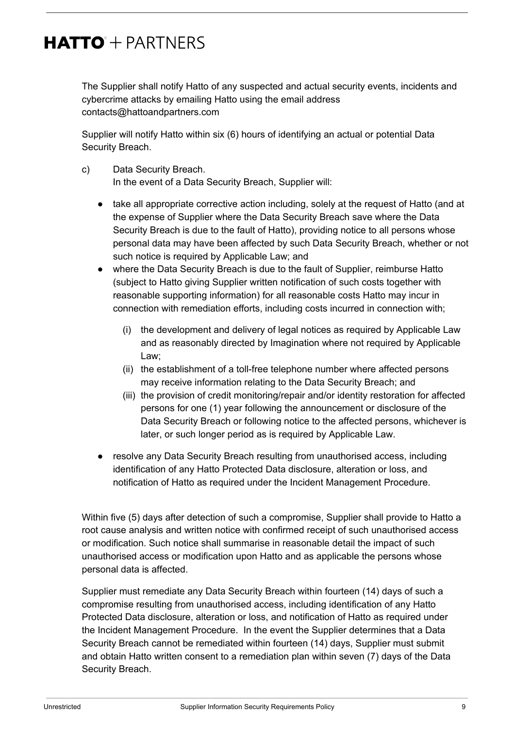The Supplier shall notify Hatto of any suspected and actual security events, incidents and cybercrime attacks by emailing Hatto using the email address contacts@hattoandpartners.com

Supplier will notify Hatto within six (6) hours of identifying an actual or potential Data Security Breach.

c) Data Security Breach.
In the event of a Data Security Breach, Supplier will:

- take all appropriate corrective action including, solely at the request of Hatto (and at the expense of Supplier where the Data Security Breach save where the Data Security Breach is due to the fault of Hatto), providing notice to all persons whose personal data may have been affected by such Data Security Breach, whether or not such notice is required by Applicable Law; and
- where the Data Security Breach is due to the fault of Supplier, reimburse Hatto (subject to Hatto giving Supplier written notification of such costs together with reasonable supporting information) for all reasonable costs Hatto may incur in connection with remediation efforts, including costs incurred in connection with;
  - (i) the development and delivery of legal notices as required by Applicable Law and as reasonably directed by Imagination where not required by Applicable Law;
  - (ii) the establishment of a toll-free telephone number where affected persons may receive information relating to the Data Security Breach; and
  - (iii) the provision of credit monitoring/repair and/or identity restoration for affected persons for one (1) year following the announcement or disclosure of the Data Security Breach or following notice to the affected persons, whichever is later, or such longer period as is required by Applicable Law.
- resolve any Data Security Breach resulting from unauthorised access, including identification of any Hatto Protected Data disclosure, alteration or loss, and notification of Hatto as required under the Incident Management Procedure.

Within five (5) days after detection of such a compromise, Supplier shall provide to Hatto a root cause analysis and written notice with confirmed receipt of such unauthorised access or modification. Such notice shall summarise in reasonable detail the impact of such unauthorised access or modification upon Hatto and as applicable the persons whose personal data is affected.

Supplier must remediate any Data Security Breach within fourteen (14) days of such a compromise resulting from unauthorised access, including identification of any Hatto Protected Data disclosure, alteration or loss, and notification of Hatto as required under the Incident Management Procedure. In the event the Supplier determines that a Data Security Breach cannot be remediated within fourteen (14) days, Supplier must submit and obtain Hatto written consent to a remediation plan within seven (7) days of the Data Security Breach.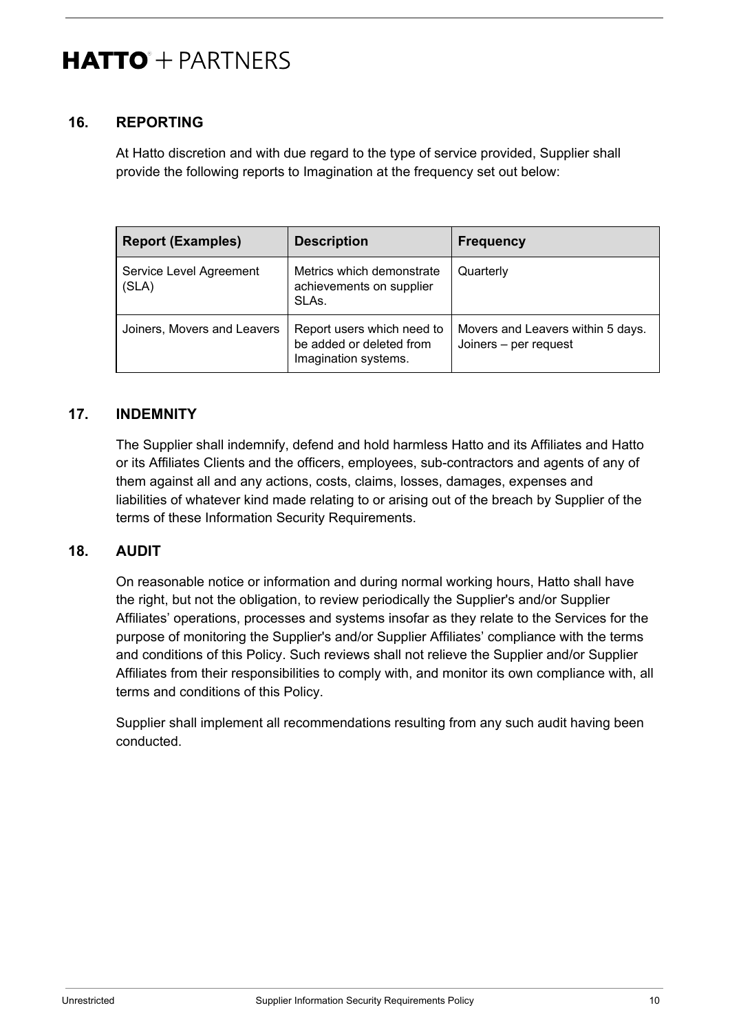## 16. REPORTING

At Hatto discretion and with due regard to the type of service provided, Supplier shall provide the following reports to Imagination at the frequency set out below:

| Report (Examples) | Description | Frequency |
| --- | --- | --- |
| Service Level Agreement (SLA) | Metrics which demonstrate achievements on supplier SLAs. | Quarterly |
| Joiners, Movers and Leavers | Report users which need to be added or deleted from Imagination systems. | Movers and Leavers within 5 days. Joiners – per request |

## 17. INDEMNITY

The Supplier shall indemnify, defend and hold harmless Hatto and its Affiliates and Hatto or its Affiliates Clients and the officers, employees, sub-contractors and agents of any of them against all and any actions, costs, claims, losses, damages, expenses and liabilities of whatever kind made relating to or arising out of the breach by Supplier of the terms of these Information Security Requirements.

## 18. AUDIT

On reasonable notice or information and during normal working hours, Hatto shall have the right, but not the obligation, to review periodically the Supplier's and/or Supplier Affiliates' operations, processes and systems insofar as they relate to the Services for the purpose of monitoring the Supplier's and/or Supplier Affiliates' compliance with the terms and conditions of this Policy. Such reviews shall not relieve the Supplier and/or Supplier Affiliates from their responsibilities to comply with, and monitor its own compliance with, all terms and conditions of this Policy.

Supplier shall implement all recommendations resulting from any such audit having been conducted.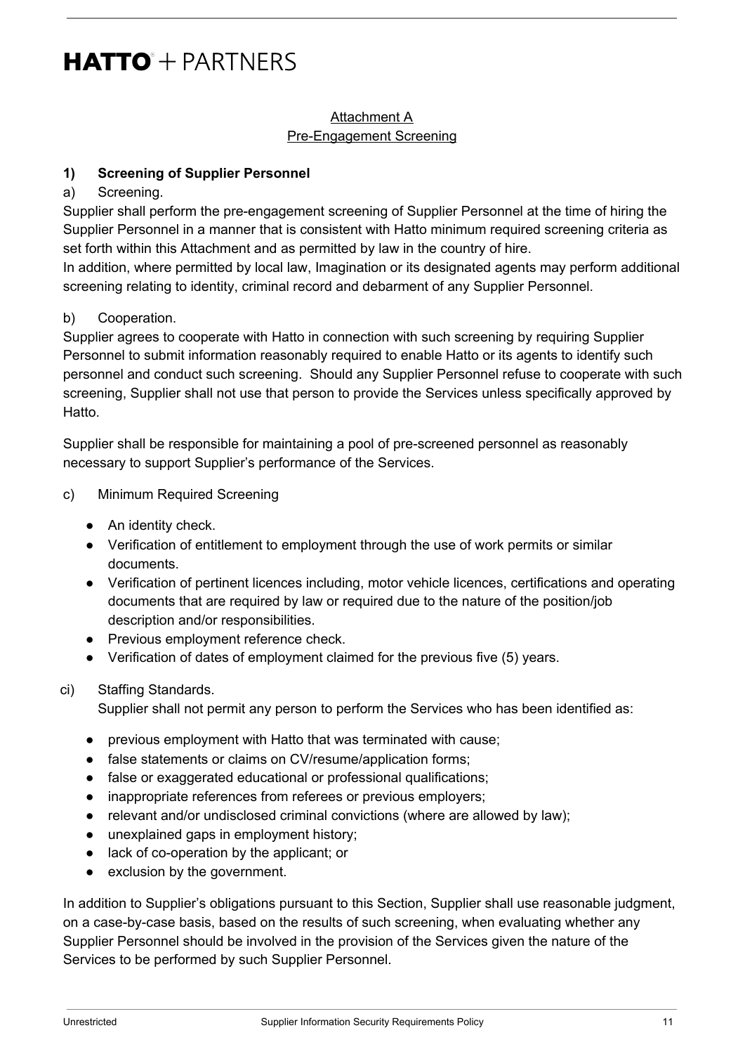HATTO + PARTNERS

Attachment A
Pre-Engagement Screening

**1) Screening of Supplier Personnel**

a) Screening.

Supplier shall perform the pre-engagement screening of Supplier Personnel at the time of hiring the Supplier Personnel in a manner that is consistent with Hatto minimum required screening criteria as set forth within this Attachment and as permitted by law in the country of hire.

In addition, where permitted by local law, Imagination or its designated agents may perform additional screening relating to identity, criminal record and debarment of any Supplier Personnel.

b) Cooperation.

Supplier agrees to cooperate with Hatto in connection with such screening by requiring Supplier Personnel to submit information reasonably required to enable Hatto or its agents to identify such personnel and conduct such screening. Should any Supplier Personnel refuse to cooperate with such screening, Supplier shall not use that person to provide the Services unless specifically approved by Hatto.

Supplier shall be responsible for maintaining a pool of pre-screened personnel as reasonably necessary to support Supplier's performance of the Services.

c) Minimum Required Screening

- An identity check.
- Verification of entitlement to employment through the use of work permits or similar documents.
- Verification of pertinent licences including, motor vehicle licences, certifications and operating documents that are required by law or required due to the nature of the position/job description and/or responsibilities.
- Previous employment reference check.
- Verification of dates of employment claimed for the previous five (5) years.

ci) Staffing Standards.

Supplier shall not permit any person to perform the Services who has been identified as:

- previous employment with Hatto that was terminated with cause;
- false statements or claims on CV/resume/application forms;
- false or exaggerated educational or professional qualifications;
- inappropriate references from referees or previous employers;
- relevant and/or undisclosed criminal convictions (where are allowed by law);
- unexplained gaps in employment history;
- lack of co-operation by the applicant; or
- exclusion by the government.

In addition to Supplier's obligations pursuant to this Section, Supplier shall use reasonable judgment, on a case-by-case basis, based on the results of such screening, when evaluating whether any Supplier Personnel should be involved in the provision of the Services given the nature of the Services to be performed by such Supplier Personnel.